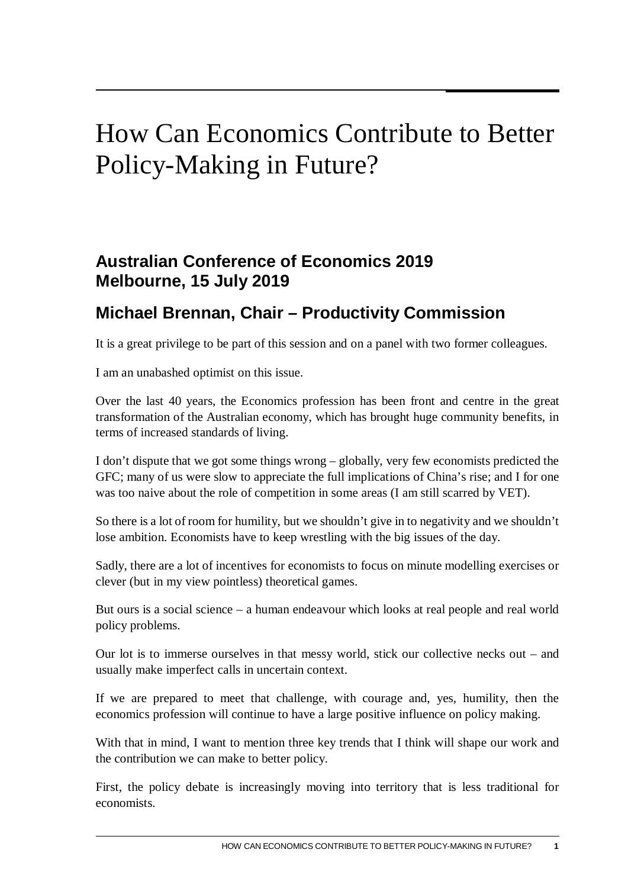# How Can Economics Contribute to Better Policy-Making in Future?

## Australian Conference of Economics 2019
## Melbourne, 15 July 2019

## Michael Brennan, Chair – Productivity Commission

It is a great privilege to be part of this session and on a panel with two former colleagues.

I am an unabashed optimist on this issue.

Over the last 40 years, the Economics profession has been front and centre in the great transformation of the Australian economy, which has brought huge community benefits, in terms of increased standards of living.

I don't dispute that we got some things wrong – globally, very few economists predicted the GFC; many of us were slow to appreciate the full implications of China's rise; and I for one was too naive about the role of competition in some areas (I am still scarred by VET).

So there is a lot of room for humility, but we shouldn't give in to negativity and we shouldn't lose ambition. Economists have to keep wrestling with the big issues of the day.

Sadly, there are a lot of incentives for economists to focus on minute modelling exercises or clever (but in my view pointless) theoretical games.

But ours is a social science – a human endeavour which looks at real people and real world policy problems.

Our lot is to immerse ourselves in that messy world, stick our collective necks out – and usually make imperfect calls in uncertain context.

If we are prepared to meet that challenge, with courage and, yes, humility, then the economics profession will continue to have a large positive influence on policy making.

With that in mind, I want to mention three key trends that I think will shape our work and the contribution we can make to better policy.

First, the policy debate is increasingly moving into territory that is less traditional for economists.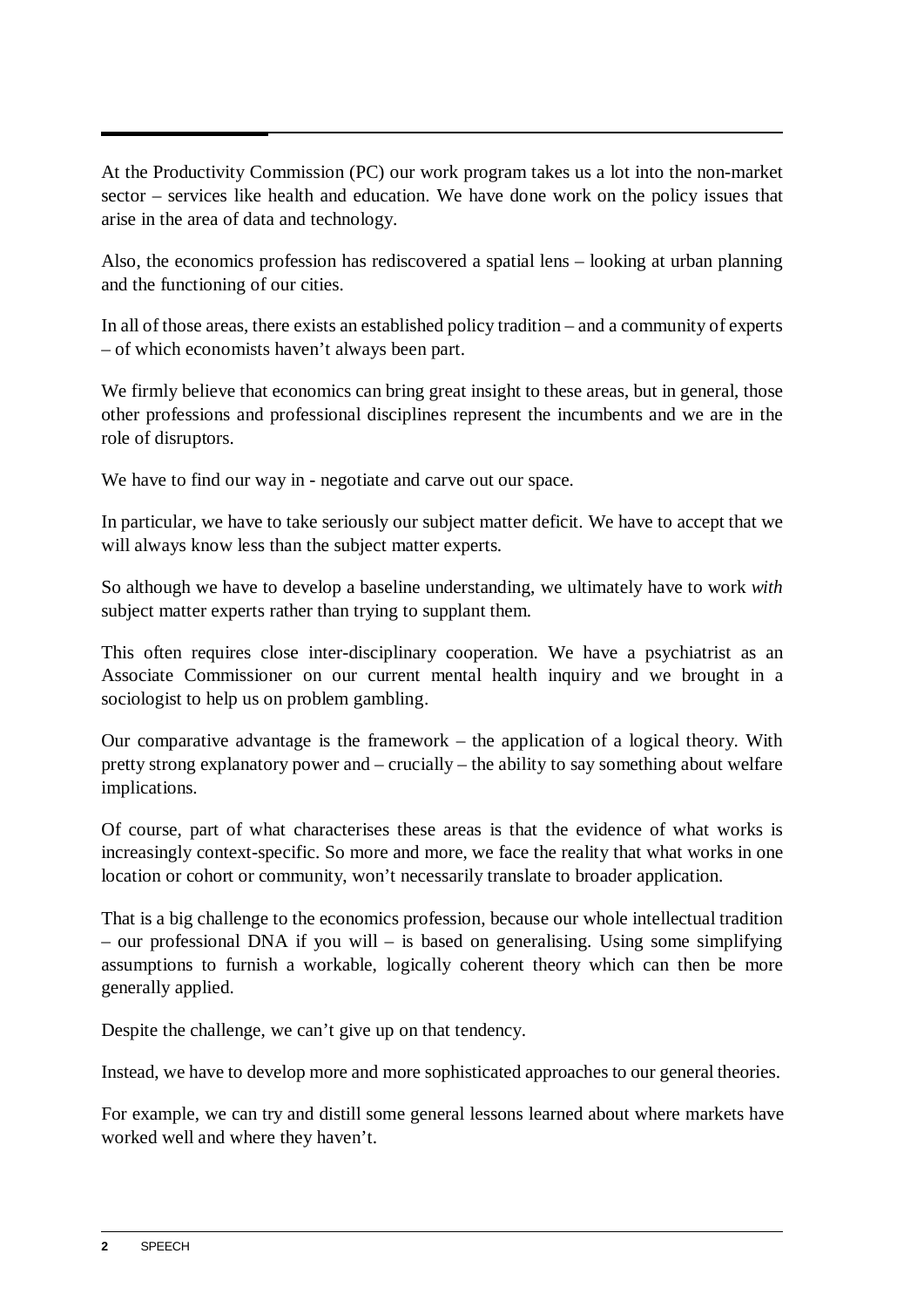At the Productivity Commission (PC) our work program takes us a lot into the non-market sector – services like health and education. We have done work on the policy issues that arise in the area of data and technology.

Also, the economics profession has rediscovered a spatial lens – looking at urban planning and the functioning of our cities.

In all of those areas, there exists an established policy tradition – and a community of experts – of which economists haven't always been part.

We firmly believe that economics can bring great insight to these areas, but in general, those other professions and professional disciplines represent the incumbents and we are in the role of disruptors.

We have to find our way in - negotiate and carve out our space.

In particular, we have to take seriously our subject matter deficit. We have to accept that we will always know less than the subject matter experts.

So although we have to develop a baseline understanding, we ultimately have to work *with* subject matter experts rather than trying to supplant them.

This often requires close inter-disciplinary cooperation. We have a psychiatrist as an Associate Commissioner on our current mental health inquiry and we brought in a sociologist to help us on problem gambling.

Our comparative advantage is the framework – the application of a logical theory. With pretty strong explanatory power and – crucially – the ability to say something about welfare implications.

Of course, part of what characterises these areas is that the evidence of what works is increasingly context-specific. So more and more, we face the reality that what works in one location or cohort or community, won't necessarily translate to broader application.

That is a big challenge to the economics profession, because our whole intellectual tradition – our professional DNA if you will – is based on generalising. Using some simplifying assumptions to furnish a workable, logically coherent theory which can then be more generally applied.

Despite the challenge, we can't give up on that tendency.

Instead, we have to develop more and more sophisticated approaches to our general theories.

For example, we can try and distill some general lessons learned about where markets have worked well and where they haven't.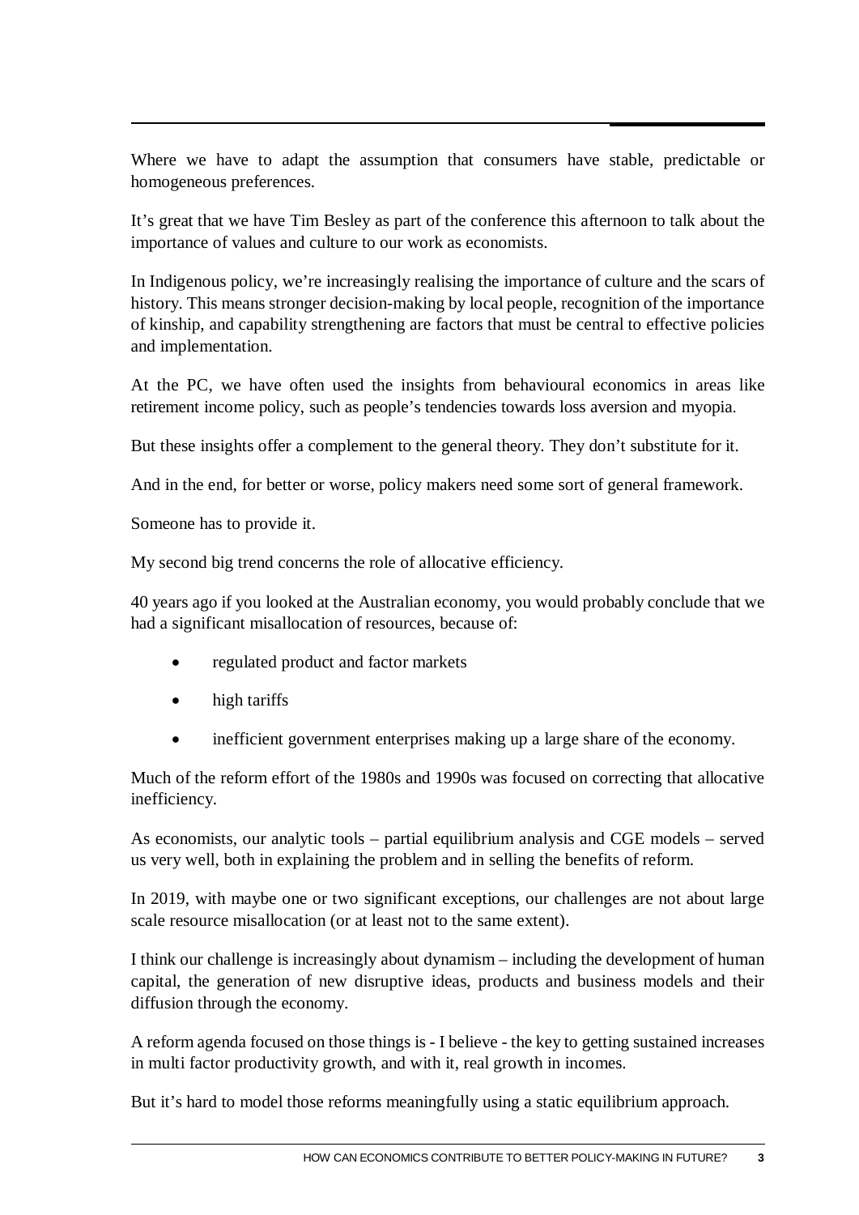Where we have to adapt the assumption that consumers have stable, predictable or homogeneous preferences.

It's great that we have Tim Besley as part of the conference this afternoon to talk about the importance of values and culture to our work as economists.

In Indigenous policy, we're increasingly realising the importance of culture and the scars of history. This means stronger decision-making by local people, recognition of the importance of kinship, and capability strengthening are factors that must be central to effective policies and implementation.

At the PC, we have often used the insights from behavioural economics in areas like retirement income policy, such as people's tendencies towards loss aversion and myopia.

But these insights offer a complement to the general theory. They don't substitute for it.

And in the end, for better or worse, policy makers need some sort of general framework.

Someone has to provide it.

My second big trend concerns the role of allocative efficiency.

40 years ago if you looked at the Australian economy, you would probably conclude that we had a significant misallocation of resources, because of:

- regulated product and factor markets
- high tariffs
- inefficient government enterprises making up a large share of the economy.

Much of the reform effort of the 1980s and 1990s was focused on correcting that allocative inefficiency.

As economists, our analytic tools – partial equilibrium analysis and CGE models – served us very well, both in explaining the problem and in selling the benefits of reform.

In 2019, with maybe one or two significant exceptions, our challenges are not about large scale resource misallocation (or at least not to the same extent).

I think our challenge is increasingly about dynamism – including the development of human capital, the generation of new disruptive ideas, products and business models and their diffusion through the economy.

A reform agenda focused on those things is - I believe - the key to getting sustained increases in multi factor productivity growth, and with it, real growth in incomes.

But it's hard to model those reforms meaningfully using a static equilibrium approach.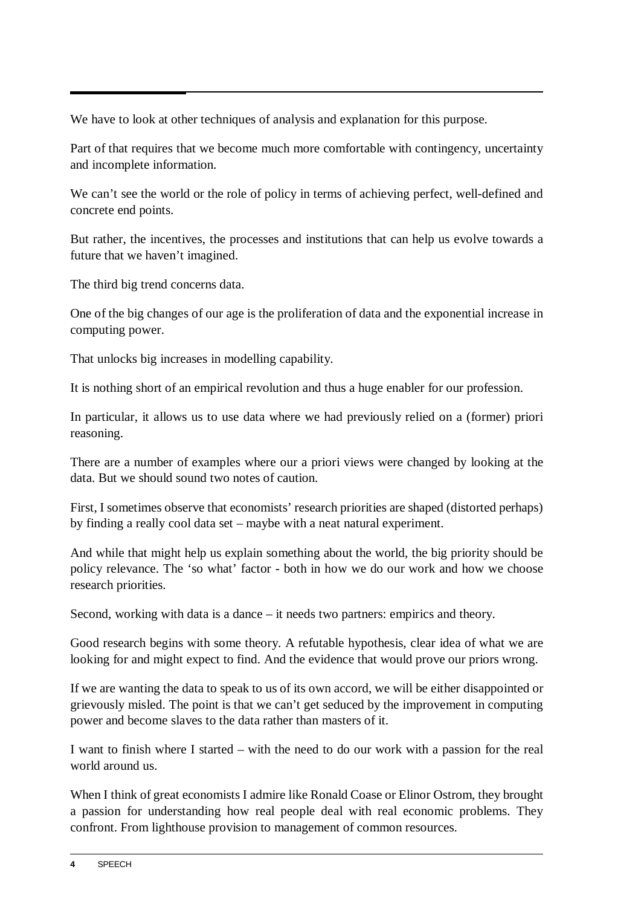We have to look at other techniques of analysis and explanation for this purpose.

Part of that requires that we become much more comfortable with contingency, uncertainty and incomplete information.

We can't see the world or the role of policy in terms of achieving perfect, well-defined and concrete end points.

But rather, the incentives, the processes and institutions that can help us evolve towards a future that we haven't imagined.

The third big trend concerns data.

One of the big changes of our age is the proliferation of data and the exponential increase in computing power.

That unlocks big increases in modelling capability.

It is nothing short of an empirical revolution and thus a huge enabler for our profession.

In particular, it allows us to use data where we had previously relied on a (former) priori reasoning.

There are a number of examples where our a priori views were changed by looking at the data. But we should sound two notes of caution.

First, I sometimes observe that economists' research priorities are shaped (distorted perhaps) by finding a really cool data set – maybe with a neat natural experiment.

And while that might help us explain something about the world, the big priority should be policy relevance. The 'so what' factor - both in how we do our work and how we choose research priorities.

Second, working with data is a dance – it needs two partners: empirics and theory.

Good research begins with some theory. A refutable hypothesis, clear idea of what we are looking for and might expect to find. And the evidence that would prove our priors wrong.

If we are wanting the data to speak to us of its own accord, we will be either disappointed or grievously misled. The point is that we can't get seduced by the improvement in computing power and become slaves to the data rather than masters of it.

I want to finish where I started – with the need to do our work with a passion for the real world around us.

When I think of great economists I admire like Ronald Coase or Elinor Ostrom, they brought a passion for understanding how real people deal with real economic problems. They confront. From lighthouse provision to management of common resources.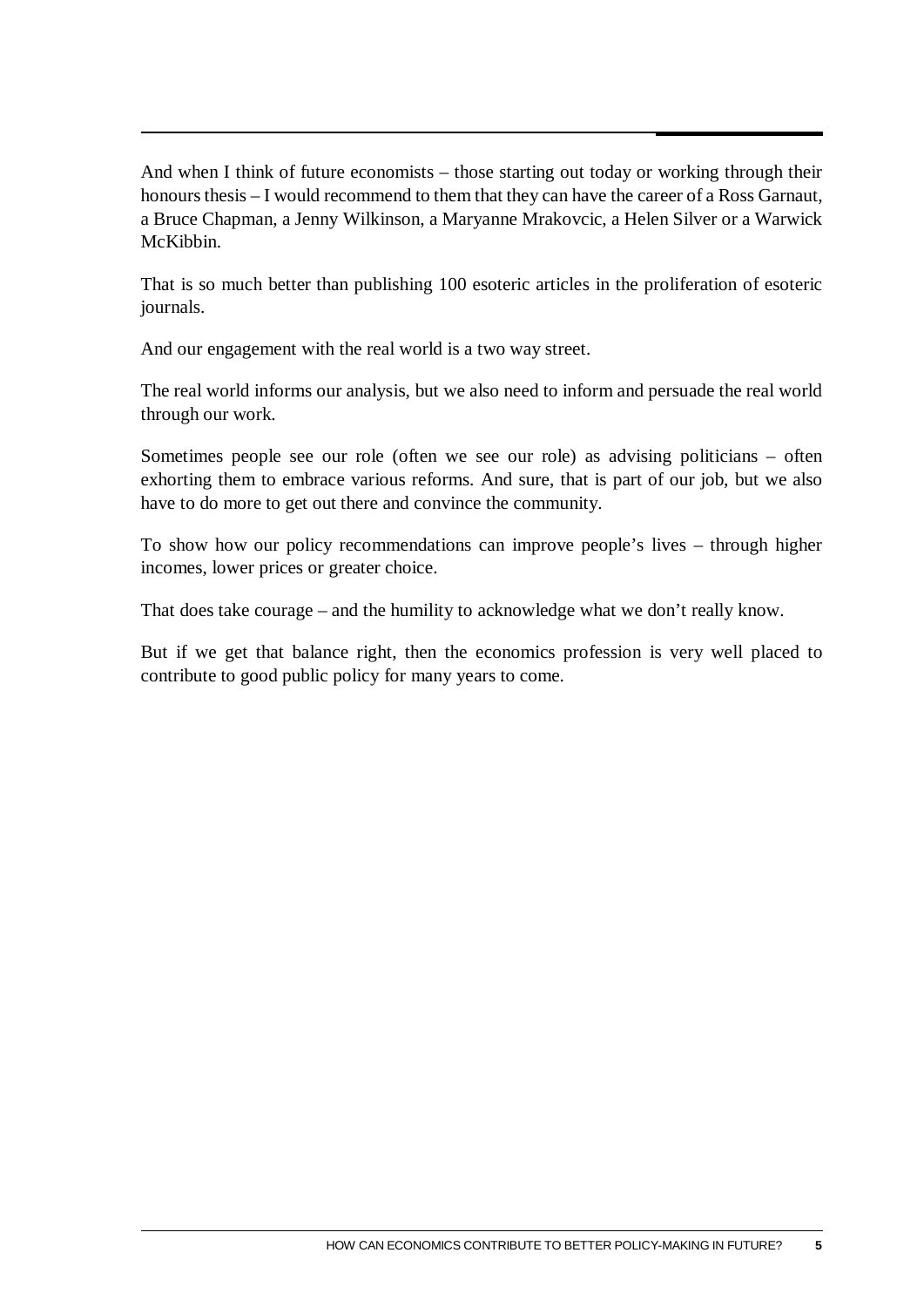And when I think of future economists – those starting out today or working through their honours thesis – I would recommend to them that they can have the career of a Ross Garnaut, a Bruce Chapman, a Jenny Wilkinson, a Maryanne Mrakovcic, a Helen Silver or a Warwick McKibbin.

That is so much better than publishing 100 esoteric articles in the proliferation of esoteric journals.

And our engagement with the real world is a two way street.

The real world informs our analysis, but we also need to inform and persuade the real world through our work.

Sometimes people see our role (often we see our role) as advising politicians – often exhorting them to embrace various reforms. And sure, that is part of our job, but we also have to do more to get out there and convince the community.

To show how our policy recommendations can improve people's lives – through higher incomes, lower prices or greater choice.

That does take courage – and the humility to acknowledge what we don't really know.

But if we get that balance right, then the economics profession is very well placed to contribute to good public policy for many years to come.